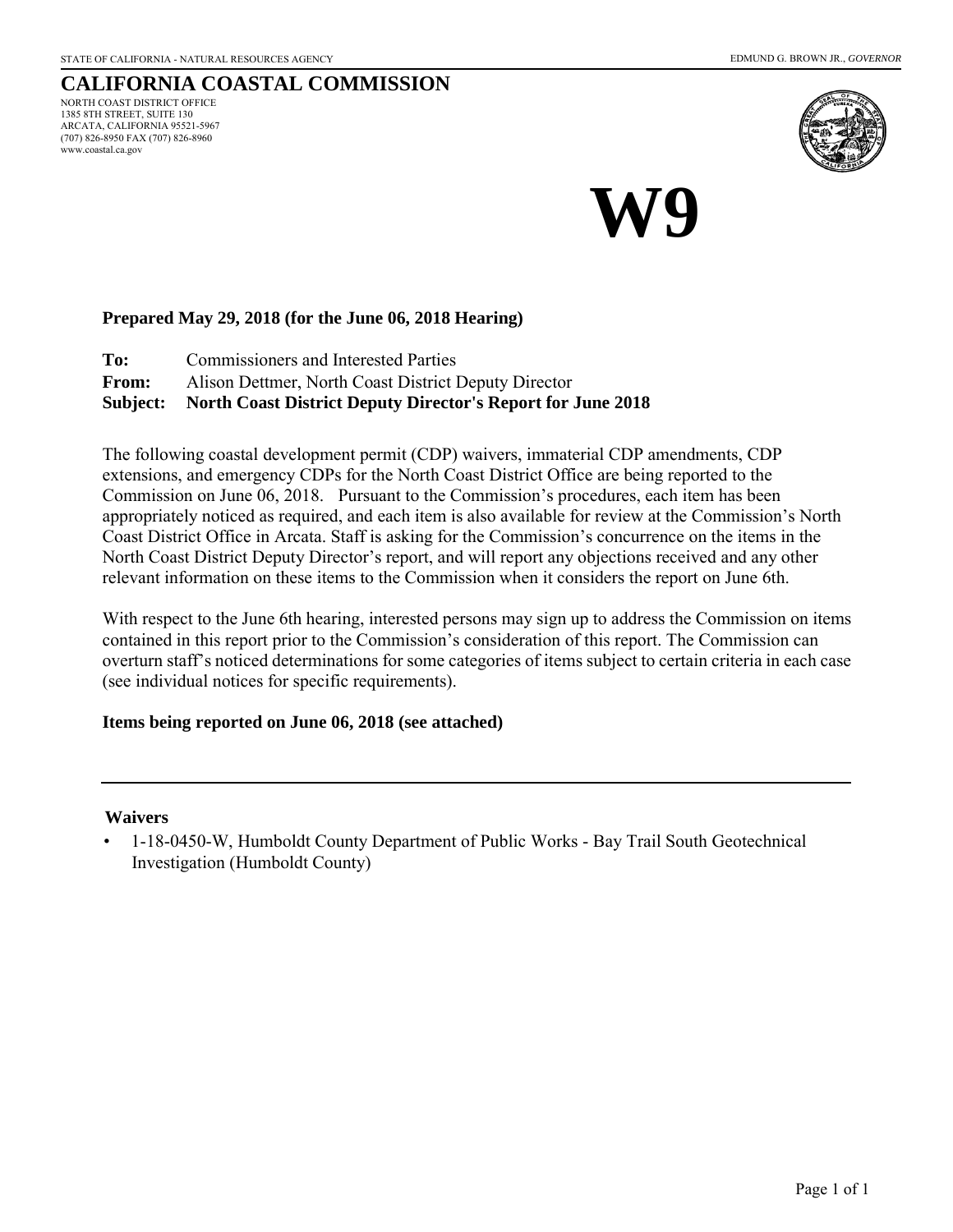STATE OF CALIFORNIA - NATURAL RESOURCES AGENCY EDMUND G. BROWN JR., *GOVERNOR*

# CALIFORNIA COASTAL COMMISSION

NORTH COAST DISTRICT OFFICE
1385 8TH STREET, SUITE 130
ARCATA, CALIFORNIA 95521-5967
(707) 826-8950 FAX (707) 826-8960
www.coastal.ca.gov

# W9

**Prepared May 29, 2018 (for the June 06, 2018 Hearing)**

**To:** Commissioners and Interested Parties
**From:** Alison Dettmer, North Coast District Deputy Director
**Subject: North Coast District Deputy Director's Report for June 2018**

The following coastal development permit (CDP) waivers, immaterial CDP amendments, CDP extensions, and emergency CDPs for the North Coast District Office are being reported to the Commission on June 06, 2018. Pursuant to the Commission's procedures, each item has been appropriately noticed as required, and each item is also available for review at the Commission's North Coast District Office in Arcata. Staff is asking for the Commission's concurrence on the items in the North Coast District Deputy Director's report, and will report any objections received and any other relevant information on these items to the Commission when it considers the report on June 6th.

With respect to the June 6th hearing, interested persons may sign up to address the Commission on items contained in this report prior to the Commission's consideration of this report. The Commission can overturn staff's noticed determinations for some categories of items subject to certain criteria in each case (see individual notices for specific requirements).

**Items being reported on June 06, 2018 (see attached)**

---

**Waivers**

- 1-18-0450-W, Humboldt County Department of Public Works - Bay Trail South Geotechnical Investigation (Humboldt County)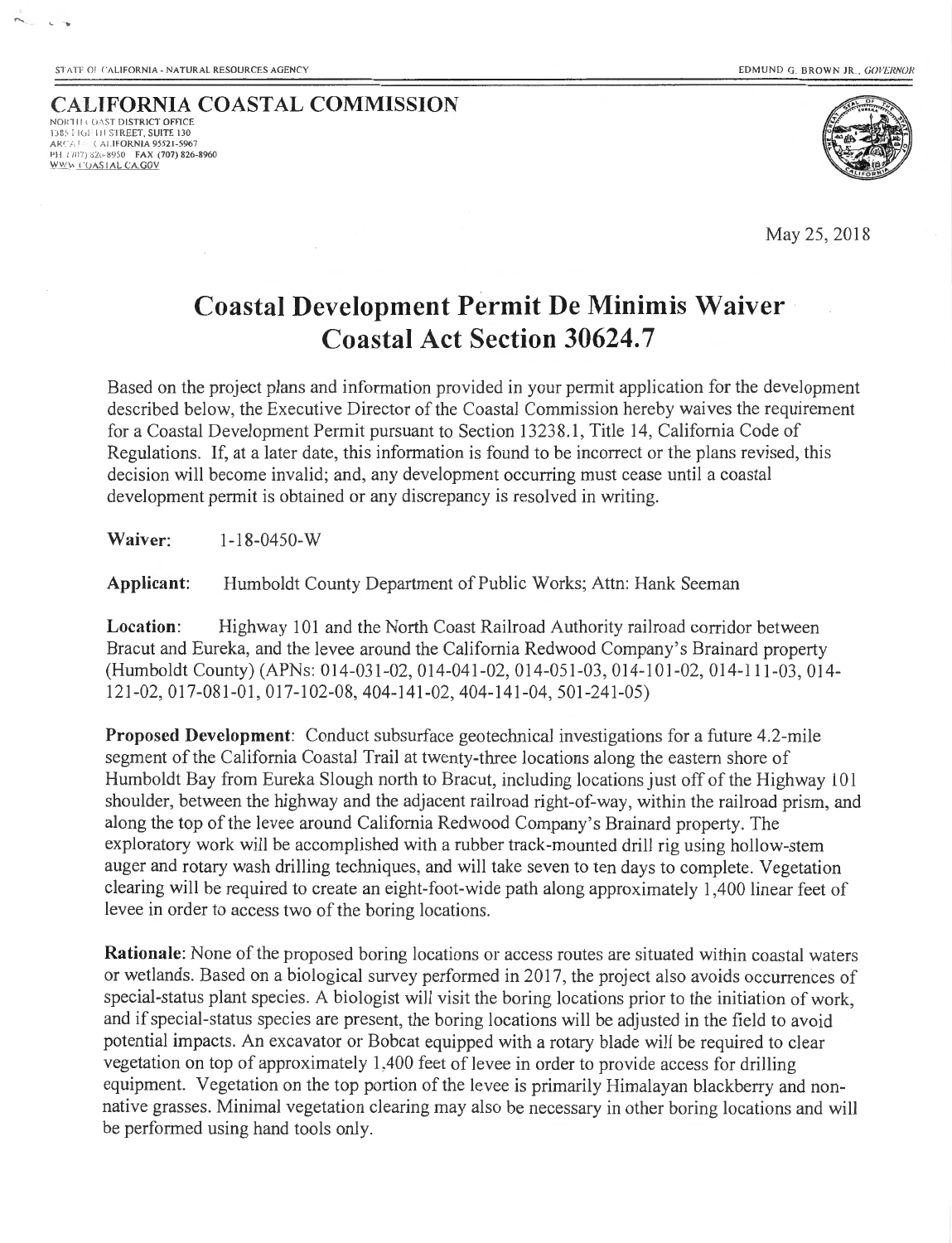STATE OF CALIFORNIA - NATURAL RESOURCES AGENCY

EDMUND G. BROWN JR., *GOVERNOR*

**CALIFORNIA COASTAL COMMISSION**
NORTH COAST DISTRICT OFFICE
1385 EIGHTH STREET, SUITE 130
ARCATA, CALIFORNIA 95521-5967
PH (707) 826-8950 FAX (707) 826-8960
WWW.COASTAL.CA.GOV

May 25, 2018

# Coastal Development Permit De Minimis Waiver Coastal Act Section 30624.7

Based on the project plans and information provided in your permit application for the development described below, the Executive Director of the Coastal Commission hereby waives the requirement for a Coastal Development Permit pursuant to Section 13238.1, Title 14, California Code of Regulations. If, at a later date, this information is found to be incorrect or the plans revised, this decision will become invalid; and, any development occurring must cease until a coastal development permit is obtained or any discrepancy is resolved in writing.

**Waiver:** 1-18-0450-W

**Applicant:** Humboldt County Department of Public Works; Attn: Hank Seeman

**Location:** Highway 101 and the North Coast Railroad Authority railroad corridor between Bracut and Eureka, and the levee around the California Redwood Company's Brainard property (Humboldt County) (APNs: 014-031-02, 014-041-02, 014-051-03, 014-101-02, 014-111-03, 014-121-02, 017-081-01, 017-102-08, 404-141-02, 404-141-04, 501-241-05)

**Proposed Development:** Conduct subsurface geotechnical investigations for a future 4.2-mile segment of the California Coastal Trail at twenty-three locations along the eastern shore of Humboldt Bay from Eureka Slough north to Bracut, including locations just off of the Highway 101 shoulder, between the highway and the adjacent railroad right-of-way, within the railroad prism, and along the top of the levee around California Redwood Company's Brainard property. The exploratory work will be accomplished with a rubber track-mounted drill rig using hollow-stem auger and rotary wash drilling techniques, and will take seven to ten days to complete. Vegetation clearing will be required to create an eight-foot-wide path along approximately 1,400 linear feet of levee in order to access two of the boring locations.

**Rationale:** None of the proposed boring locations or access routes are situated within coastal waters or wetlands. Based on a biological survey performed in 2017, the project also avoids occurrences of special-status plant species. A biologist will visit the boring locations prior to the initiation of work, and if special-status species are present, the boring locations will be adjusted in the field to avoid potential impacts. An excavator or Bobcat equipped with a rotary blade will be required to clear vegetation on top of approximately 1,400 feet of levee in order to provide access for drilling equipment. Vegetation on the top portion of the levee is primarily Himalayan blackberry and non-native grasses. Minimal vegetation clearing may also be necessary in other boring locations and will be performed using hand tools only.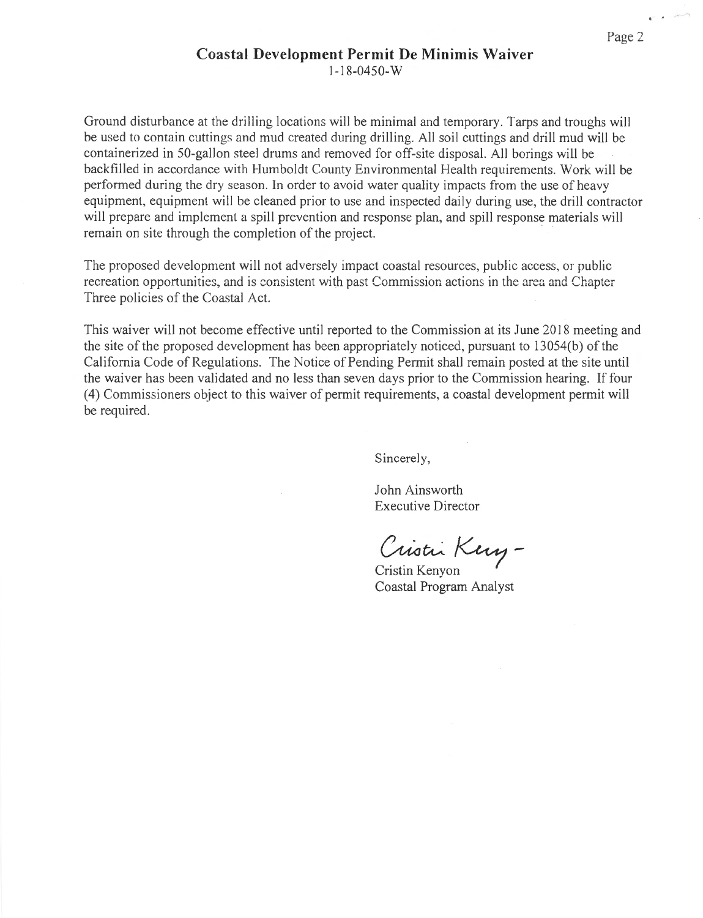## Coastal Development Permit De Minimis Waiver

1-18-0450-W

Ground disturbance at the drilling locations will be minimal and temporary. Tarps and troughs will be used to contain cuttings and mud created during drilling. All soil cuttings and drill mud will be containerized in 50-gallon steel drums and removed for off-site disposal. All borings will be backfilled in accordance with Humboldt County Environmental Health requirements. Work will be performed during the dry season. In order to avoid water quality impacts from the use of heavy equipment, equipment will be cleaned prior to use and inspected daily during use, the drill contractor will prepare and implement a spill prevention and response plan, and spill response materials will remain on site through the completion of the project.

The proposed development will not adversely impact coastal resources, public access, or public recreation opportunities, and is consistent with past Commission actions in the area and Chapter Three policies of the Coastal Act.

This waiver will not become effective until reported to the Commission at its June 2018 meeting and the site of the proposed development has been appropriately noticed, pursuant to 13054(b) of the California Code of Regulations. The Notice of Pending Permit shall remain posted at the site until the waiver has been validated and no less than seven days prior to the Commission hearing. If four (4) Commissioners object to this waiver of permit requirements, a coastal development permit will be required.

Sincerely,

John Ainsworth
Executive Director

Cristin Kenyon
Coastal Program Analyst